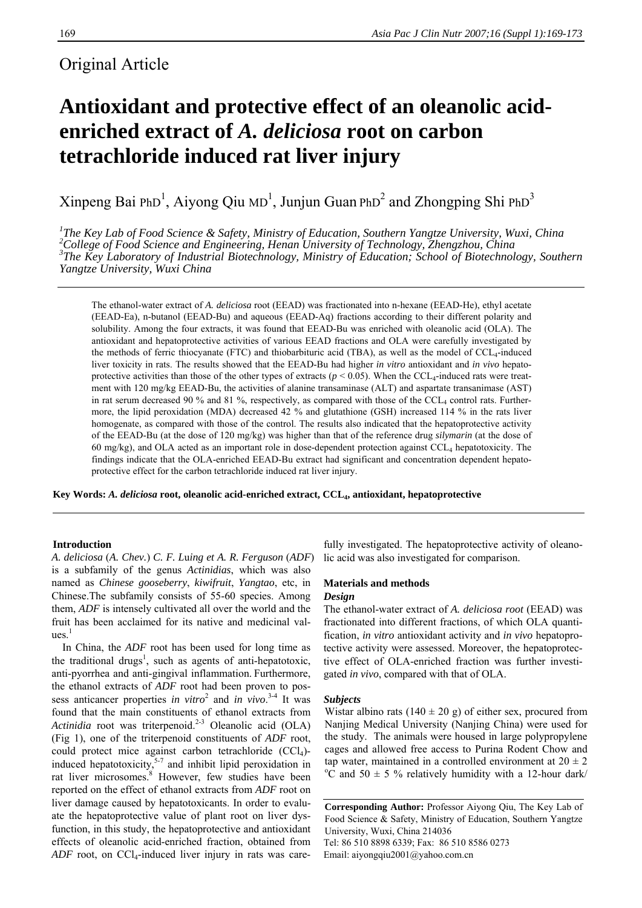Original Article

# Antioxidant and protective effect of an oleanolic acid-enriched extract of *A. deliciosa* root on carbon tetrachloride induced rat liver injury

Xinpeng Bai PhD[1], Aiyong Qiu MD[1], Junjun Guan PhD[2] and Zhongping Shi PhD[3]

*[1]The Key Lab of Food Science & Safety, Ministry of Education, Southern Yangtze University, Wuxi, China*
*[2]College of Food Science and Engineering, Henan University of Technology, Zhengzhou, China*
*[3]The Key Laboratory of Industrial Biotechnology, Ministry of Education; School of Biotechnology, Southern Yangtze University, Wuxi China*

The ethanol-water extract of *A. deliciosa* root (EEAD) was fractionated into n-hexane (EEAD-He), ethyl acetate (EEAD-Ea), n-butanol (EEAD-Bu) and aqueous (EEAD-Aq) fractions according to their different polarity and solubility. Among the four extracts, it was found that EEAD-Bu was enriched with oleanolic acid (OLA). The antioxidant and hepatoprotective activities of various EEAD fractions and OLA were carefully investigated by the methods of ferric thiocyanate (FTC) and thiobarbituric acid (TBA), as well as the model of $CCL_4$-induced liver toxicity in rats. The results showed that the EEAD-Bu had higher *in vitro* antioxidant and *in vivo* hepatoprotective activities than those of the other types of extracts ($p < 0.05$). When the $CCL_4$-induced rats were treatment with 120 mg/kg EEAD-Bu, the activities of alanine transaminase (ALT) and aspartate transanimase (AST) in rat serum decreased 90 % and 81 %, respectively, as compared with those of the $CCL_4$ control rats. Furthermore, the lipid peroxidation (MDA) decreased 42 % and glutathione (GSH) increased 114 % in the rats liver homogenate, as compared with those of the control. The results also indicated that the hepatoprotective activity of the EEAD-Bu (at the dose of 120 mg/kg) was higher than that of the reference drug *silymarin* (at the dose of 60 mg/kg), and OLA acted as an important role in dose-dependent protection against $CCL_4$ hepatotoxicity. The findings indicate that the OLA-enriched EEAD-Bu extract had significant and concentration dependent hepatoprotective effect for the carbon tetrachloride induced rat liver injury.

**Key Words: *A. deliciosa* root, oleanolic acid-enriched extract, $CCL_4$, antioxidant, hepatoprotective**

## Introduction

*A. deliciosa* (*A. Chev.*) *C. F. Luing et A. R. Ferguson* (*ADF*) is a subfamily of the genus *Actinidias*, which was also named as *Chinese gooseberry*, *kiwifruit*, *Yangtao*, etc, in Chinese.The subfamily consists of 55-60 species. Among them, *ADF* is intensely cultivated all over the world and the fruit has been acclaimed for its native and medicinal values.[1]

In China, the *ADF* root has been used for long time as the traditional drugs[1], such as agents of anti-hepatotoxic, anti-pyorrhea and anti-gingival inflammation. Furthermore, the ethanol extracts of *ADF* root had been proven to possess anticancer properties *in vitro*[2] and *in vivo*.[3-4] It was found that the main constituents of ethanol extracts from *Actinidia* root was triterpenoid.[2-3] Oleanolic acid (OLA) (Fig 1), one of the triterpenoid constituents of *ADF* root, could protect mice against carbon tetrachloride ($CCl_4$)-induced hepatotoxicity,[5-7] and inhibit lipid peroxidation in rat liver microsomes.[8] However, few studies have been reported on the effect of ethanol extracts from *ADF* root on liver damage caused by hepatotoxicants. In order to evaluate the hepatoprotective value of plant root on liver dysfunction, in this study, the hepatoprotective and antioxidant effects of oleanolic acid-enriched fraction, obtained from *ADF* root, on $CCl_4$-induced liver injury in rats was carefully investigated. The hepatoprotective activity of oleanolic acid was also investigated for comparison.

## Materials and methods

### *Design*

The ethanol-water extract of *A. deliciosa root* (EEAD) was fractionated into different fractions, of which OLA quantification, *in vitro* antioxidant activity and *in vivo* hepatoprotective activity were assessed. Moreover, the hepatoprotective effect of OLA-enriched fraction was further investigated *in vivo*, compared with that of OLA.

### *Subjects*

Wistar albino rats (140 ± 20 g) of either sex, procured from Nanjing Medical University (Nanjing China) were used for the study. The animals were housed in large polypropylene cages and allowed free access to Purina Rodent Chow and tap water, maintained in a controlled environment at 20 ± 2 °C and 50 ± 5 % relatively humidity with a 12-hour dark/

**Corresponding Author:** Professor Aiyong Qiu, The Key Lab of Food Science & Safety, Ministry of Education, Southern Yangtze University, Wuxi, China 214036
Tel: 86 510 8898 6339; Fax: 86 510 8586 0273
Email: aiyongqiu2001@yahoo.com.cn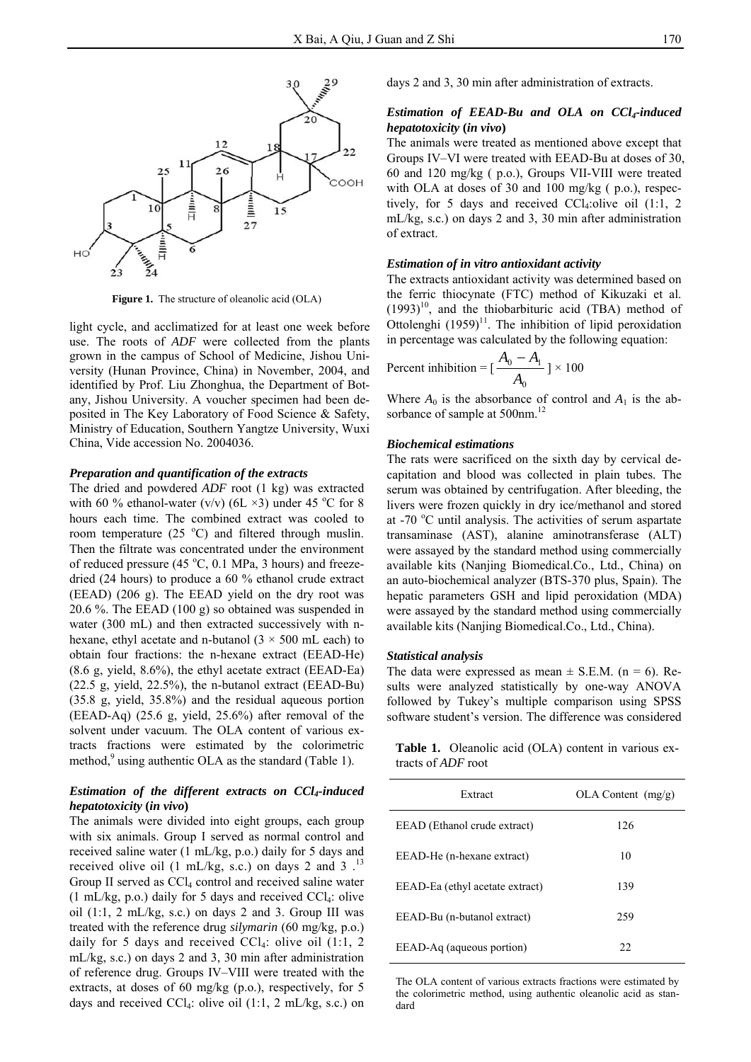**Figure 1.** The structure of oleanolic acid (OLA)

light cycle, and acclimatized for at least one week before use. The roots of *ADF* were collected from the plants grown in the campus of School of Medicine, Jishou University (Hunan Province, China) in November, 2004, and identified by Prof. Liu Zhonghua, the Department of Botany, Jishou University. A voucher specimen had been deposited in The Key Laboratory of Food Science & Safety, Ministry of Education, Southern Yangtze University, Wuxi China, Vide accession No. 2004036.

### *Preparation and quantification of the extracts*

The dried and powdered *ADF* root (1 kg) was extracted with 60 % ethanol-water (v/v) (6L ×3) under 45 °C for 8 hours each time. The combined extract was cooled to room temperature (25 °C) and filtered through muslin. Then the filtrate was concentrated under the environment of reduced pressure (45 °C, 0.1 MPa, 3 hours) and freeze-dried (24 hours) to produce a 60 % ethanol crude extract (EEAD) (206 g). The EEAD yield on the dry root was 20.6 %. The EEAD (100 g) so obtained was suspended in water (300 mL) and then extracted successively with n-hexane, ethyl acetate and n-butanol (3 × 500 mL each) to obtain four fractions: the n-hexane extract (EEAD-He) (8.6 g, yield, 8.6%), the ethyl acetate extract (EEAD-Ea) (22.5 g, yield, 22.5%), the n-butanol extract (EEAD-Bu) (35.8 g, yield, 35.8%) and the residual aqueous portion (EEAD-Aq) (25.6 g, yield, 25.6%) after removal of the solvent under vacuum. The OLA content of various extracts fractions were estimated by the colorimetric method,[9] using authentic OLA as the standard (Table 1).

### *Estimation of the different extracts on $CCl_4$-induced hepatotoxicity (in vivo)*

The animals were divided into eight groups, each group with six animals. Group I served as normal control and received saline water (1 mL/kg, p.o.) daily for 5 days and received olive oil (1 mL/kg, s.c.) on days 2 and 3 .[13] Group II served as $CCl_4$ control and received saline water (1 mL/kg, p.o.) daily for 5 days and received $CCl_4$: olive oil (1:1, 2 mL/kg, s.c.) on days 2 and 3. Group III was treated with the reference drug *silymarin* (60 mg/kg, p.o.) daily for 5 days and received $CCl_4$: olive oil (1:1, 2 mL/kg, s.c.) on days 2 and 3, 30 min after administration of reference drug. Groups IV–VIII were treated with the extracts, at doses of 60 mg/kg (p.o.), respectively, for 5 days and received $CCl_4$: olive oil (1:1, 2 mL/kg, s.c.) on days 2 and 3, 30 min after administration of extracts.

### *Estimation of EEAD-Bu and OLA on $CCl_4$-induced hepatotoxicity (in vivo)*

The animals were treated as mentioned above except that Groups IV–VI were treated with EEAD-Bu at doses of 30, 60 and 120 mg/kg ( p.o.), Groups VII-VIII were treated with OLA at doses of 30 and 100 mg/kg ( p.o.), respectively, for 5 days and received $CCl_4$:olive oil (1:1, 2 mL/kg, s.c.) on days 2 and 3, 30 min after administration of extract.

### *Estimation of in vitro antioxidant activity*

The extracts antioxidant activity was determined based on the ferric thiocyanate (FTC) method of Kikuzaki et al. (1993)[10], and the thiobarbituric acid (TBA) method of Ottolenghi (1959)[11]. The inhibition of lipid peroxidation in percentage was calculated by the following equation:

$$\text{Percent inhibition} = [\frac{A_0 - A_1}{A_0}] \times 100$$

Where $A_0$ is the absorbance of control and $A_1$ is the absorbance of sample at 500nm.[12]

### *Biochemical estimations*

The rats were sacrificed on the sixth day by cervical decapitation and blood was collected in plain tubes. The serum was obtained by centrifugation. After bleeding, the livers were frozen quickly in dry ice/methanol and stored at -70 °C until analysis. The activities of serum aspartate transaminase (AST), alanine aminotransferase (ALT) were assayed by the standard method using commercially available kits (Nanjing Biomedical.Co., Ltd., China) on an auto-biochemical analyzer (BTS-370 plus, Spain). The hepatic parameters GSH and lipid peroxidation (MDA) were assayed by the standard method using commercially available kits (Nanjing Biomedical.Co., Ltd., China).

### *Statistical analysis*

The data were expressed as mean ± S.E.M. (n = 6). Results were analyzed statistically by one-way ANOVA followed by Tukey's multiple comparison using SPSS software student's version. The difference was considered

**Table 1.** Oleanolic acid (OLA) content in various extracts of *ADF* root

| Extract | OLA Content (mg/g) |
|---|---|
| EEAD (Ethanol crude extract) | 126 |
| EEAD-He (n-hexane extract) | 10 |
| EEAD-Ea (ethyl acetate extract) | 139 |
| EEAD-Bu (n-butanol extract) | 259 |
| EEAD-Aq (aqueous portion) | 22 |

The OLA content of various extracts fractions were estimated by the colorimetric method, using authentic oleanolic acid as standard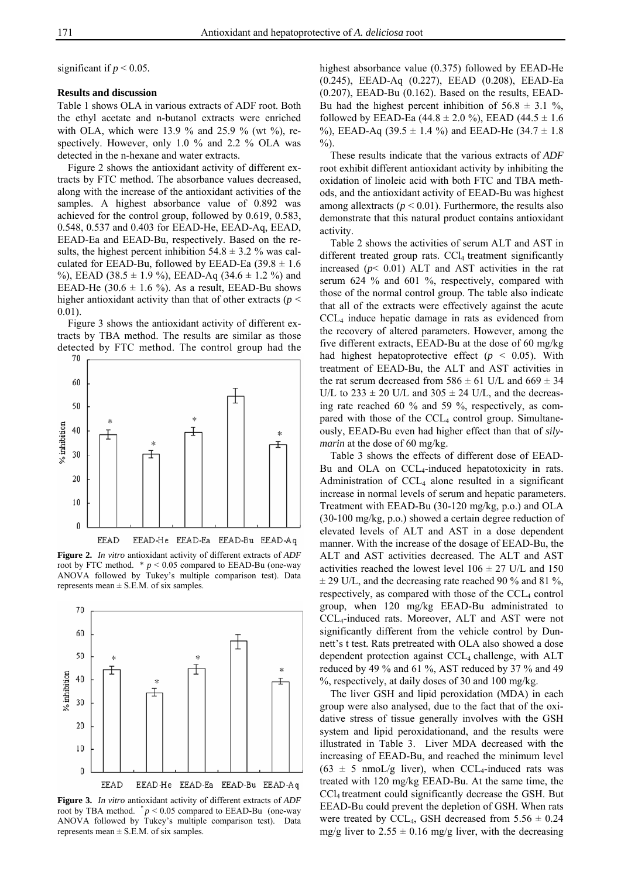significant if $p < 0.05$.

### Results and discussion

Table 1 shows OLA in various extracts of ADF root. Both the ethyl acetate and n-butanol extracts were enriched with OLA, which were 13.9 % and 25.9 % (wt %), respectively. However, only 1.0 % and 2.2 % OLA was detected in the n-hexane and water extracts.

Figure 2 shows the antioxidant activity of different extracts by FTC method. The absorbance values decreased, along with the increase of the antioxidant activities of the samples. A highest absorbance value of 0.892 was achieved for the control group, followed by 0.619, 0.583, 0.548, 0.537 and 0.403 for EEAD-He, EEAD-Aq, EEAD, EEAD-Ea and EEAD-Bu, respectively. Based on the results, the highest percent inhibition $54.8 \pm 3.2$ % was calculated for EEAD-Bu, followed by EEAD-Ea ($39.8 \pm 1.6$ %), EEAD ($38.5 \pm 1.9$ %), EEAD-Aq ($34.6 \pm 1.2$ %) and EEAD-He ($30.6 \pm 1.6$ %). As a result, EEAD-Bu shows higher antioxidant activity than that of other extracts ($p < 0.01$).

Figure 3 shows the antioxidant activity of different extracts by TBA method. The results are similar as those detected by FTC method. The control group had the highest absorbance value (0.375) followed by EEAD-He (0.245), EEAD-Aq (0.227), EEAD (0.208), EEAD-Ea (0.207), EEAD-Bu (0.162). Based on the results, EEAD-Bu had the highest percent inhibition of $56.8 \pm 3.1$ %, followed by EEAD-Ea ($44.8 \pm 2.0$ %), EEAD ($44.5 \pm 1.6$ %), EEAD-Aq ($39.5 \pm 1.4$ %) and EEAD-He ($34.7 \pm 1.8$ %).

**Figure 2.** *In vitro* antioxidant activity of different extracts of *ADF* root by FTC method. * $p < 0.05$ compared to EEAD-Bu (one-way ANOVA followed by Tukey's multiple comparison test). Data represents mean ± S.E.M. of six samples.

**Figure 3.** *In vitro* antioxidant activity of different extracts of *ADF* root by TBA method. * $p < 0.05$ compared to EEAD-Bu (one-way ANOVA followed by Tukey's multiple comparison test). Data represents mean ± S.E.M. of six samples.

These results indicate that the various extracts of *ADF* root exhibit different antioxidant activity by inhibiting the oxidation of linoleic acid with both FTC and TBA methods, and the antioxidant activity of EEAD-Bu was highest among allextracts ($p < 0.01$). Furthermore, the results also demonstrate that this natural product contains antioxidant activity.

Table 2 shows the activities of serum ALT and AST in different treated group rats. $CCl_4$ treatment significantly increased ($p < 0.01$) ALT and AST activities in the rat serum 624 % and 601 %, respectively, compared with those of the normal control group. The table also indicate that all of the extracts were effectively against the acute $CCL_4$ induce hepatic damage in rats as evidenced from the recovery of altered parameters. However, among the five different extracts, EEAD-Bu at the dose of 60 mg/kg had highest hepatoprotective effect ($p < 0.05$). With treatment of EEAD-Bu, the ALT and AST activities in the rat serum decreased from $586 \pm 61$ U/L and $669 \pm 34$ U/L to $233 \pm 20$ U/L and $305 \pm 24$ U/L, and the decreasing rate reached 60 % and 59 %, respectively, as compared with those of the $CCL_4$ control group. Simultaneously, EEAD-Bu even had higher effect than that of *silymarin* at the dose of 60 mg/kg.

Table 3 shows the effects of different dose of EEAD-Bu and OLA on $CCL_4$-induced hepatotoxicity in rats. Administration of $CCL_4$ alone resulted in a significant increase in normal levels of serum and hepatic parameters. Treatment with EEAD-Bu (30-120 mg/kg, p.o.) and OLA (30-100 mg/kg, p.o.) showed a certain degree reduction of elevated levels of ALT and AST in a dose dependent manner. With the increase of the dosage of EEAD-Bu, the ALT and AST activities decreased. The ALT and AST activities reached the lowest level $106 \pm 27$ U/L and $150 \pm 29$ U/L, and the decreasing rate reached 90 % and 81 %, respectively, as compared with those of the $CCL_4$ control group, when 120 mg/kg EEAD-Bu administrated to $CCL_4$-induced rats. Moreover, ALT and AST were not significantly different from the vehicle control by Dunnett's t test. Rats pretreated with OLA also showed a dose dependent protection against $CCL_4$ challenge, with ALT reduced by 49 % and 61 %, AST reduced by 37 % and 49 %, respectively, at daily doses of 30 and 100 mg/kg.

The liver GSH and lipid peroxidation (MDA) in each group were also analysed, due to the fact that of the oxidative stress of tissue generally involves with the GSH system and lipid peroxidationand, and the results were illustrated in Table 3. Liver MDA decreased with the increasing of EEAD-Bu, and reached the minimum level ($63 \pm 5$ nmoL/g liver), when $CCL_4$-induced rats was treated with 120 mg/kg EEAD-Bu. At the same time, the $CCl_4$ treatment could significantly decrease the GSH. But EEAD-Bu could prevent the depletion of GSH. When rats were treated by $CCL_4$, GSH decreased from $5.56 \pm 0.24$ mg/g liver to $2.55 \pm 0.16$ mg/g liver, with the decreasing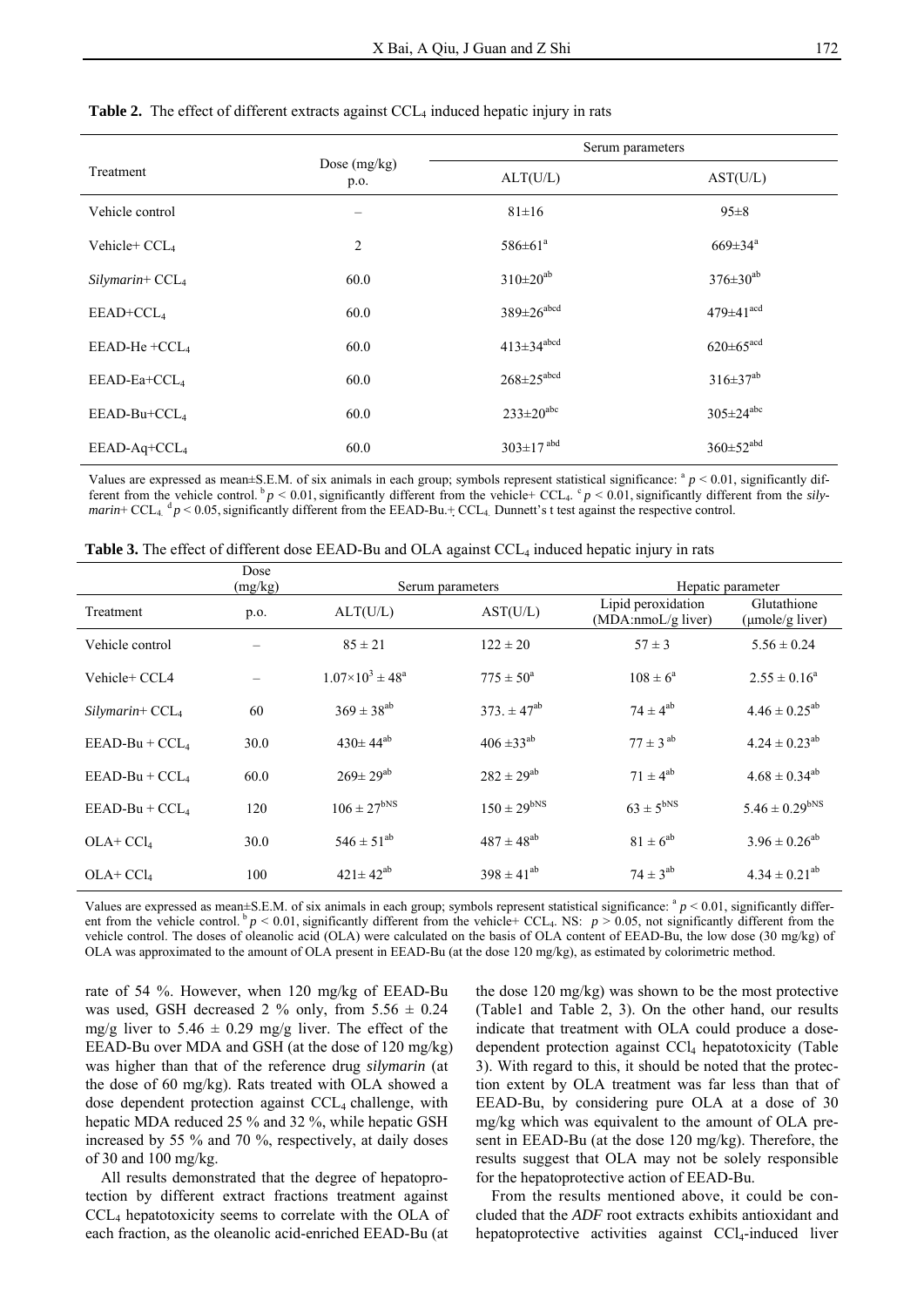**Table 2.** The effect of different extracts against $CCL_4$ induced hepatic injury in rats

| Treatment | Dose (mg/kg) p.o. | Serum parameters | |
|---|---|---|---|
| | | ALT(U/L) | AST(U/L) |
| Vehicle control | – | 81±16 | 95±8 |
| Vehicle+ $CCL_4$ | 2 | 586±61[a] | 669±34[a] |
| *Silymarin*+ $CCL_4$ | 60.0 | 310±20[ab] | 376±30[ab] |
| EEAD+$CCL_4$ | 60.0 | 389±26[abcd] | 479±41[acd] |
| EEAD-He +$CCL_4$ | 60.0 | 413±34[abcd] | 620±65[acd] |
| EEAD-Ea+$CCL_4$ | 60.0 | 268±25[abcd] | 316±37[ab] |
| EEAD-Bu+$CCL_4$ | 60.0 | 233±20[abc] | 305±24[abc] |
| EEAD-Aq+$CCL_4$ | 60.0 | 303±17[abd] | 360±52[abd] |

Values are expressed as mean±S.E.M. of six animals in each group; symbols represent statistical significance: [a] $p < 0.01$, significantly different from the vehicle control. [b] $p < 0.01$, significantly different from the vehicle+ $CCL_4$. [c] $p < 0.01$, significantly different from the *silymarin*+ $CCL_4$. [d] $p < 0.05$, significantly different from the EEAD-Bu.+ $CCL_4$. Dunnett's t test against the respective control.

**Table 3.** The effect of different dose EEAD-Bu and OLA against $CCL_4$ induced hepatic injury in rats

| Treatment | Dose (mg/kg) p.o. | Serum parameters | | Hepatic parameter | |
|---|---|---|---|---|---|
| | | ALT(U/L) | AST(U/L) | Lipid peroxidation (MDA:nmoL/g liver) | Glutathione (μmole/g liver) |
| Vehicle control | – | 85 ± 21 | 122 ± 20 | 57 ± 3 | 5.56 ± 0.24 |
| Vehicle+ CCL4 | – | $1.07×10^3$ ± 48[a] | 775 ± 50[a] | 108 ± 6[a] | 2.55 ± 0.16[a] |
| *Silymarin*+ $CCL_4$ | 60 | 369 ± 38[ab] | 373. ± 47[ab] | 74 ± 4[ab] | 4.46 ± 0.25[ab] |
| EEAD-Bu + $CCL_4$ | 30.0 | 430± 44[ab] | 406 ±33[ab] | 77 ± 3[ab] | 4.24 ± 0.23[ab] |
| EEAD-Bu + $CCL_4$ | 60.0 | 269± 29[ab] | 282 ± 29[ab] | 71 ± 4[ab] | 4.68 ± 0.34[ab] |
| EEAD-Bu + $CCL_4$ | 120 | 106 ± 27[bNS] | 150 ± 29[bNS] | 63 ± 5[bNS] | 5.46 ± 0.29[bNS] |
| OLA+ $CCl_4$ | 30.0 | 546 ± 51[ab] | 487 ± 48[ab] | 81 ± 6[ab] | 3.96 ± 0.26[ab] |
| OLA+ $CCl_4$ | 100 | 421± 42[ab] | 398 ± 41[ab] | 74 ± 3[ab] | 4.34 ± 0.21[ab] |

Values are expressed as mean±S.E.M. of six animals in each group; symbols represent statistical significance: [a] $p < 0.01$, significantly different from the vehicle control. [b] $p < 0.01$, significantly different from the vehicle+ $CCL_4$. NS: $p > 0.05$, not significantly different from the vehicle control. The doses of oleanolic acid (OLA) were calculated on the basis of OLA content of EEAD-Bu, the low dose (30 mg/kg) of OLA was approximated to the amount of OLA present in EEAD-Bu (at the dose 120 mg/kg), as estimated by colorimetric method.

rate of 54 %. However, when 120 mg/kg of EEAD-Bu was used, GSH decreased 2 % only, from 5.56 ± 0.24 mg/g liver to 5.46 ± 0.29 mg/g liver. The effect of the EEAD-Bu over MDA and GSH (at the dose of 120 mg/kg) was higher than that of the reference drug *silymarin* (at the dose of 60 mg/kg). Rats treated with OLA showed a dose dependent protection against $CCL_4$ challenge, with hepatic MDA reduced 25 % and 32 %, while hepatic GSH increased by 55 % and 70 %, respectively, at daily doses of 30 and 100 mg/kg.

All results demonstrated that the degree of hepatoprotection by different extract fractions treatment against $CCL_4$ hepatotoxicity seems to correlate with the OLA of each fraction, as the oleanolic acid-enriched EEAD-Bu (at the dose 120 mg/kg) was shown to be the most protective (Table1 and Table 2, 3). On the other hand, our results indicate that treatment with OLA could produce a dose-dependent protection against $CCl_4$ hepatotoxicity (Table 3). With regard to this, it should be noted that the protection extent by OLA treatment was far less than that of EEAD-Bu, by considering pure OLA at a dose of 30 mg/kg which was equivalent to the amount of OLA present in EEAD-Bu (at the dose 120 mg/kg). Therefore, the results suggest that OLA may not be solely responsible for the hepatoprotective action of EEAD-Bu.

From the results mentioned above, it could be concluded that the *ADF* root extracts exhibits antioxidant and hepatoprotective activities against $CCl_4$-induced liver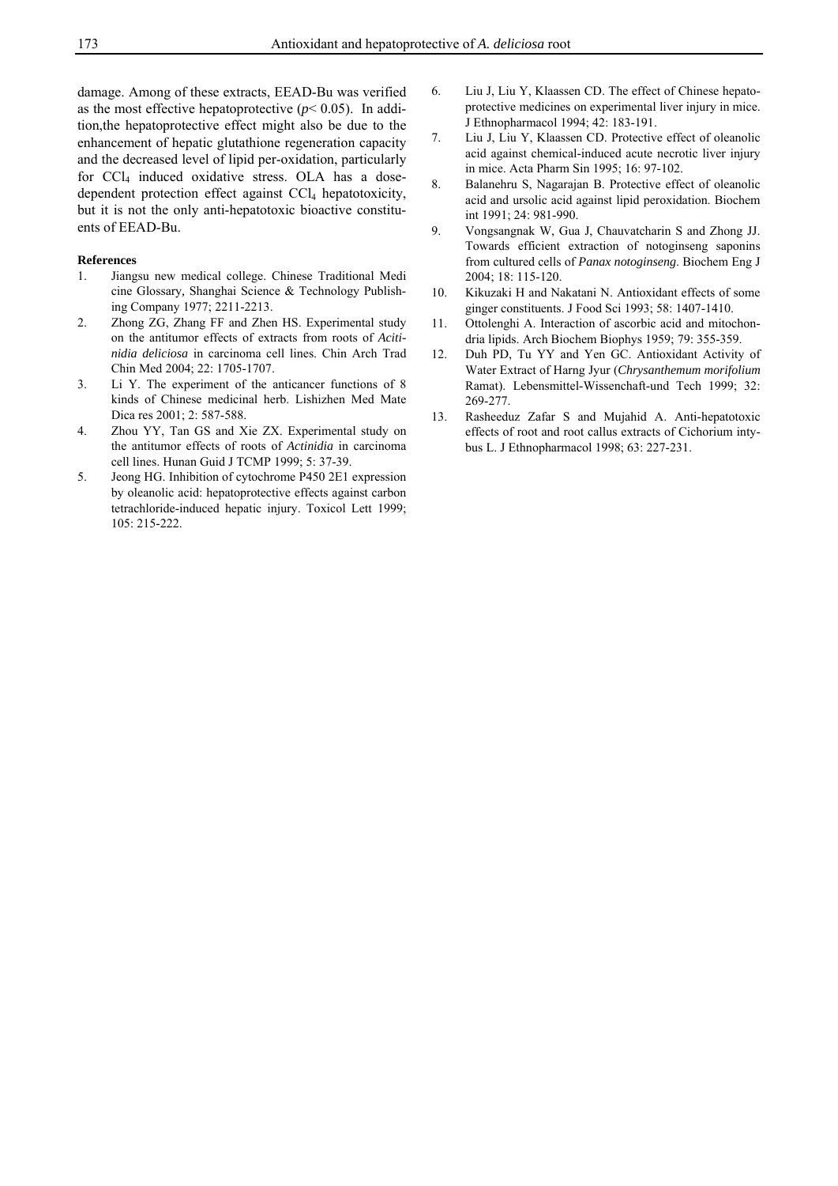damage. Among of these extracts, EEAD-Bu was verified as the most effective hepatoprotective ($p$< 0.05). In addition,the hepatoprotective effect might also be due to the enhancement of hepatic glutathione regeneration capacity and the decreased level of lipid per-oxidation, particularly for $CCl_4$ induced oxidative stress. OLA has a dose-dependent protection effect against $CCl_4$ hepatotoxicity, but it is not the only anti-hepatotoxic bioactive constituents of EEAD-Bu.

**References**

1. Jiangsu new medical college. Chinese Traditional Medi cine Glossary, Shanghai Science & Technology Publishing Company 1977; 2211-2213.
2. Zhong ZG, Zhang FF and Zhen HS. Experimental study on the antitumor effects of extracts from roots of *Acitinidia deliciosa* in carcinoma cell lines. Chin Arch Trad Chin Med 2004; 22: 1705-1707.
3. Li Y. The experiment of the anticancer functions of 8 kinds of Chinese medicinal herb. Lishizhen Med Mate Dica res 2001; 2: 587-588.
4. Zhou YY, Tan GS and Xie ZX. Experimental study on the antitumor effects of roots of *Actinidia* in carcinoma cell lines. Hunan Guid J TCMP 1999; 5: 37-39.
5. Jeong HG. Inhibition of cytochrome P450 2E1 expression by oleanolic acid: hepatoprotective effects against carbon tetrachloride-induced hepatic injury. Toxicol Lett 1999; 105: 215-222.
6. Liu J, Liu Y, Klaassen CD. The effect of Chinese hepatoprotective medicines on experimental liver injury in mice. J Ethnopharmacol 1994; 42: 183-191.
7. Liu J, Liu Y, Klaassen CD. Protective effect of oleanolic acid against chemical-induced acute necrotic liver injury in mice. Acta Pharm Sin 1995; 16: 97-102.
8. Balanehru S, Nagarajan B. Protective effect of oleanolic acid and ursolic acid against lipid peroxidation. Biochem int 1991; 24: 981-990.
9. Vongsangnak W, Gua J, Chauvatcharin S and Zhong JJ. Towards efficient extraction of notoginseng saponins from cultured cells of *Panax notoginseng*. Biochem Eng J 2004; 18: 115-120.
10. Kikuzaki H and Nakatani N. Antioxidant effects of some ginger constituents. J Food Sci 1993; 58: 1407-1410.
11. Ottolenghi A. Interaction of ascorbic acid and mitochondria lipids. Arch Biochem Biophys 1959; 79: 355-359.
12. Duh PD, Tu YY and Yen GC. Antioxidant Activity of Water Extract of Harng Jyur (*Chrysanthemum morifolium* Ramat). Lebensmittel-Wissenchaft-und Tech 1999; 32: 269-277.
13. Rasheeduz Zafar S and Mujahid A. Anti-hepatotoxic effects of root and root callus extracts of Cichorium intybus L. J Ethnopharmacol 1998; 63: 227-231.